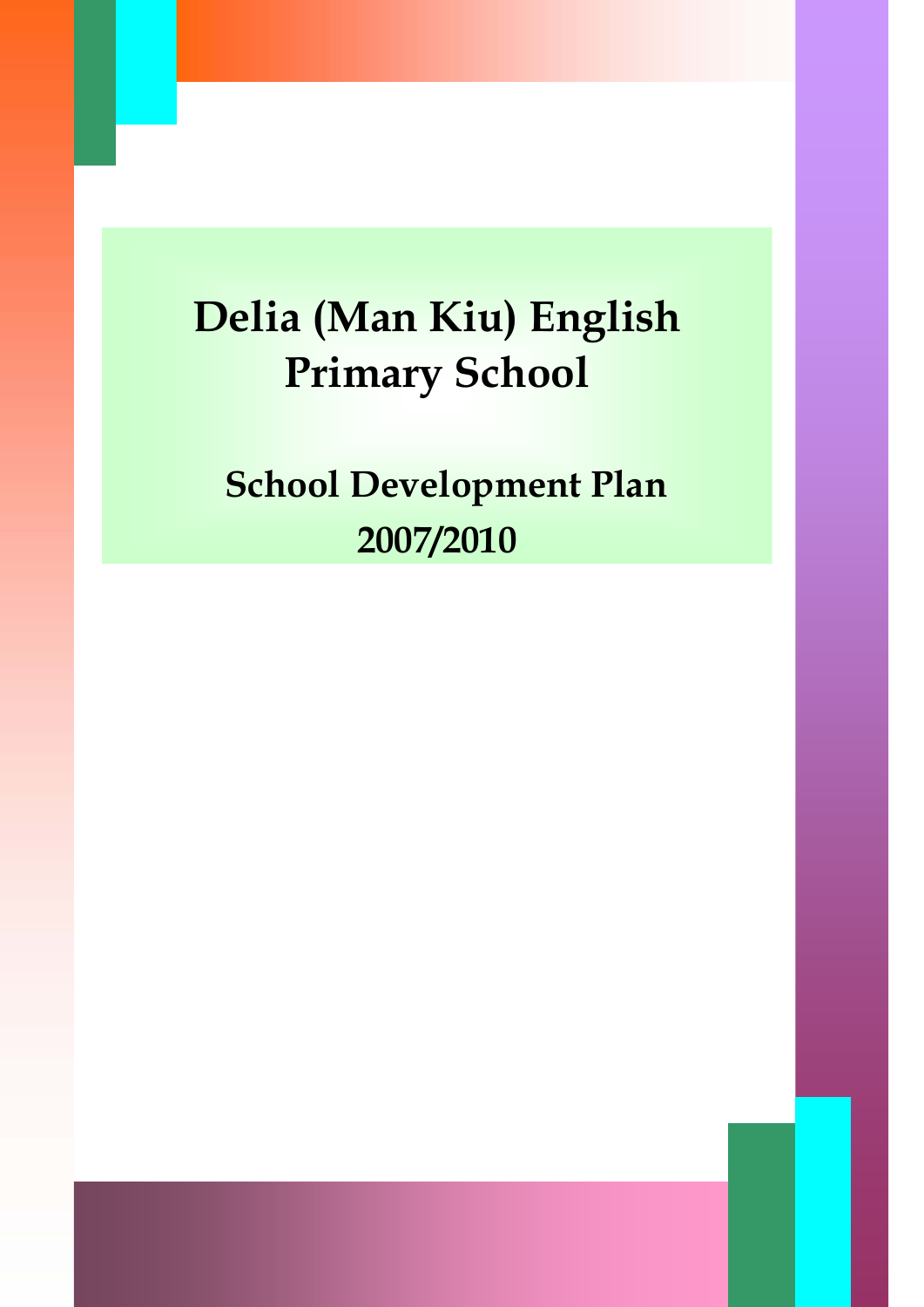# Delia (Man Kiu) English Primary School

## School Development Plan

## 2007/2010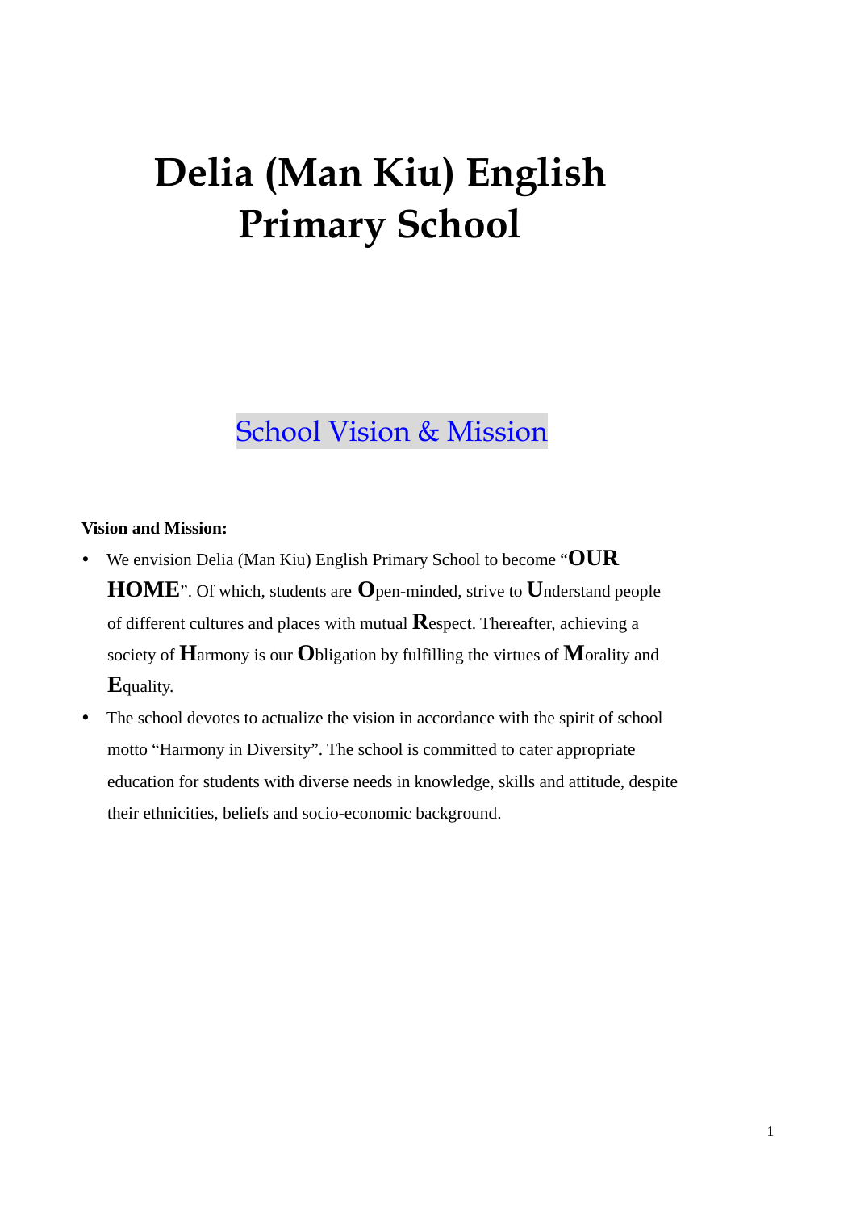# Delia (Man Kiu) English Primary School

## School Vision & Mission

**Vision and Mission:**

- We envision Delia (Man Kiu) English Primary School to become "**OUR HOME**". Of which, students are **O**pen-minded, strive to **U**nderstand people of different cultures and places with mutual **R**espect. Thereafter, achieving a society of **H**armony is our **O**bligation by fulfilling the virtues of **M**orality and **E**quality.
- The school devotes to actualize the vision in accordance with the spirit of school motto "Harmony in Diversity". The school is committed to cater appropriate education for students with diverse needs in knowledge, skills and attitude, despite their ethnicities, beliefs and socio-economic background.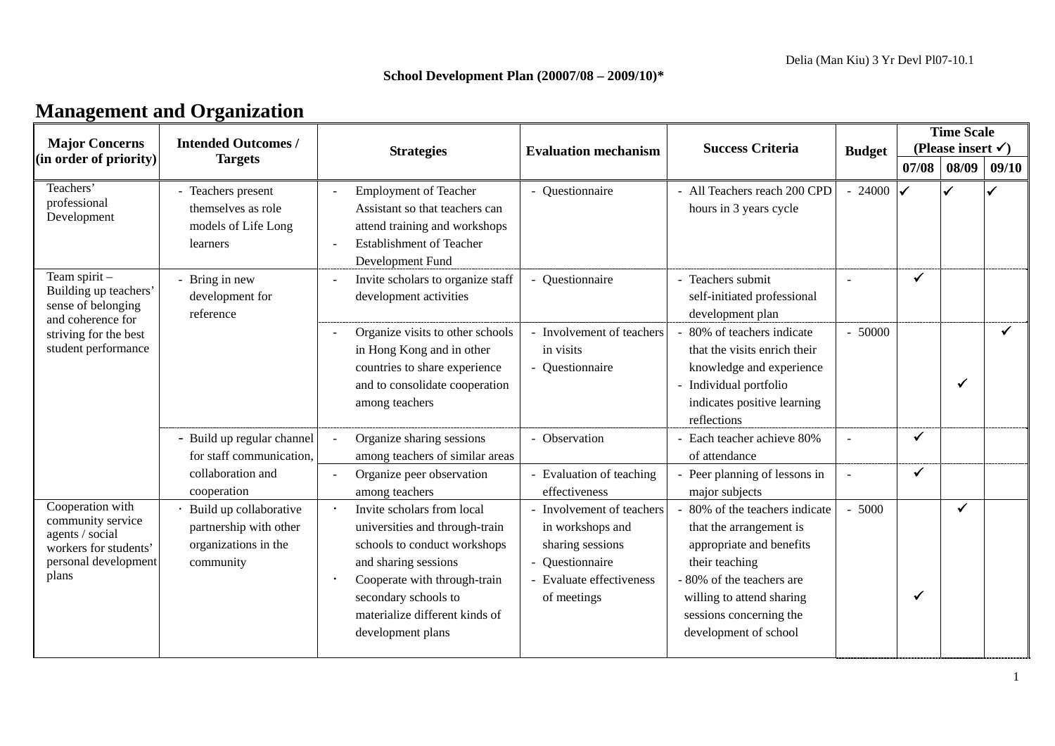Delia (Man Kiu) 3 Yr Devl Pl07-10.1

**School Development Plan (20007/08 – 2009/10)***

# Management and Organization

| Major Concerns (in order of priority) | Intended Outcomes / Targets | Strategies | Evaluation mechanism | Success Criteria | Budget | Time Scale (Please insert ✓) | | |
|---|---|---|---|---|---|---|---|---|
| | | | | | | 07/08 | 08/09 | 09/10 |
| Teachers' professional Development | - Teachers present themselves as role models of Life Long learners | - Employment of Teacher Assistant so that teachers can attend training and workshops<br>- Establishment of Teacher Development Fund | - Questionnaire | - All Teachers reach 200 CPD hours in 3 years cycle | - 24000 | ✓ | ✓ | ✓ |
| Team spirit – Building up teachers' sense of belonging and coherence for striving for the best student performance | - Bring in new development for reference | - Invite scholars to organize staff development activities | - Questionnaire | - Teachers submit self-initiated professional development plan | - | ✓ | | |
| | | - Organize visits to other schools in Hong Kong and in other countries to share experience and to consolidate cooperation among teachers | - Involvement of teachers in visits<br>- Questionnaire | - 80% of teachers indicate that the visits enrich their knowledge and experience<br>- Individual portfolio indicates positive learning reflections | - 50000 | | ✓ | ✓ |
| | - Build up regular channel for staff communication, collaboration and cooperation | - Organize sharing sessions among teachers of similar areas | - Observation | - Each teacher achieve 80% of attendance | - | ✓ | | |
| | | - Organize peer observation among teachers | - Evaluation of teaching effectiveness | - Peer planning of lessons in major subjects | - | ✓ | | |
| Cooperation with community service agents / social workers for students' personal development plans | · Build up collaborative partnership with other organizations in the community | · Invite scholars from local universities and through-train schools to conduct workshops and sharing sessions<br>· Cooperate with through-train secondary schools to materialize different kinds of development plans | - Involvement of teachers in workshops and sharing sessions<br>- Questionnaire<br>- Evaluate effectiveness of meetings | - 80% of the teachers indicate that the arrangement is appropriate and benefits their teaching<br>- 80% of the teachers are willing to attend sharing sessions concerning the development of school | - 5000 | ✓ | ✓ | |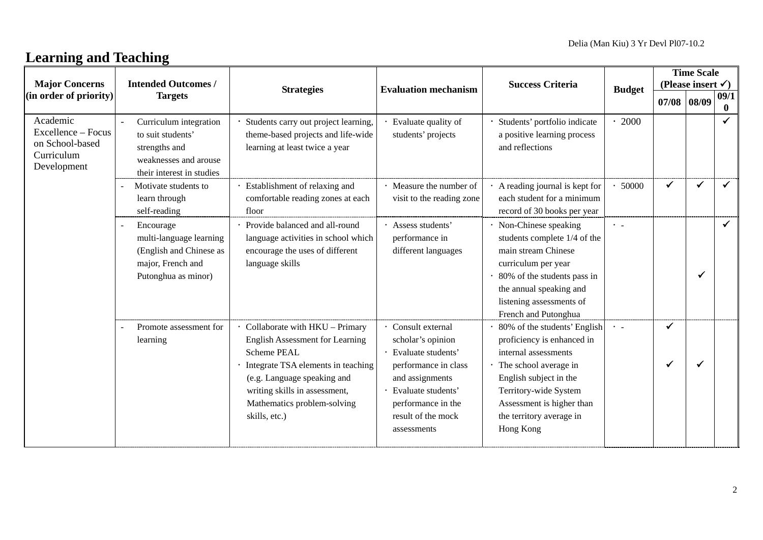# Learning and Teaching

| Major Concerns (in order of priority) | Intended Outcomes / Targets | Strategies | Evaluation mechanism | Success Criteria | Budget | Time Scale (Please insert ✓) | | |
|---|---|---|---|---|---|---|---|---|
| | | | | | | 07/08 | 08/09 | 09/10 |
| Academic Excellence – Focus on School-based Curriculum Development | - Curriculum integration to suit students' strengths and weaknesses and arouse their interest in studies | · Students carry out project learning, theme-based projects and life-wide learning at least twice a year | · Evaluate quality of students' projects | · Students' portfolio indicate a positive learning process and reflections | · 2000 | | | ✓ |
| | - Motivate students to learn through self-reading | · Establishment of relaxing and comfortable reading zones at each floor | · Measure the number of visit to the reading zone | · A reading journal is kept for each student for a minimum record of 30 books per year | · 50000 | ✓ | ✓ | ✓ |
| | - Encourage multi-language learning (English and Chinese as major, French and Putonghua as minor) | · Provide balanced and all-round language activities in school which encourage the uses of different language skills | · Assess students' performance in different languages | · Non-Chinese speaking students complete 1/4 of the main stream Chinese curriculum per year<br>· 80% of the students pass in the annual speaking and listening assessments of French and Putonghua | · - | | ✓ | ✓ |
| | - Promote assessment for learning | · Collaborate with HKU – Primary English Assessment for Learning Scheme PEAL<br>· Integrate TSA elements in teaching (e.g. Language speaking and writing skills in assessment, Mathematics problem-solving skills, etc.) | · Consult external scholar's opinion<br>· Evaluate students' performance in class and assignments<br>· Evaluate students' performance in the result of the mock assessments | · 80% of the students' English proficiency is enhanced in internal assessments<br>· The school average in English subject in the Territory-wide System Assessment is higher than the territory average in Hong Kong | · - | ✓<br>✓ | ✓ | |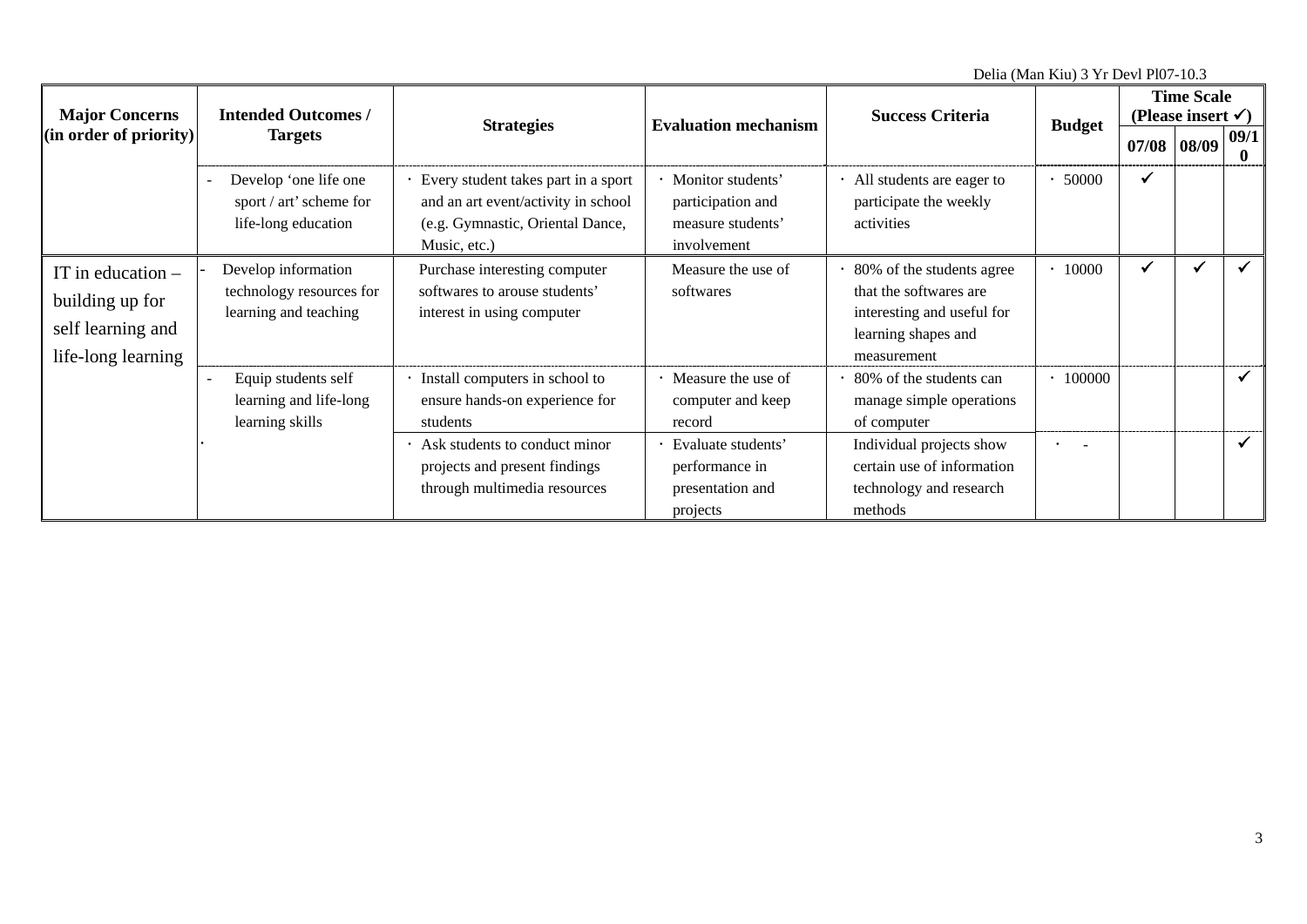| Major Concerns (in order of priority) | Intended Outcomes / Targets | Strategies | Evaluation mechanism | Success Criteria | Budget | Time Scale (Please insert ✓) | | |
|---|---|---|---|---|---|---|---|---|
| | | | | | | 07/08 | 08/09 | 09/10 |
| | - Develop 'one life one sport / art' scheme for life-long education | · Every student takes part in a sport and an art event/activity in school (e.g. Gymnastic, Oriental Dance, Music, etc.) | · Monitor students' participation and measure students' involvement | · All students are eager to participate the weekly activities | · 50000 | ✓ | | |
| IT in education – building up for self learning and life-long learning | - Develop information technology resources for learning and teaching | Purchase interesting computer softwares to arouse students' interest in using computer | Measure the use of softwares | · 80% of the students agree that the softwares are interesting and useful for learning shapes and measurement | · 10000 | ✓ | ✓ | ✓ |
| | - Equip students self learning and life-long learning skills | · Install computers in school to ensure hands-on experience for students | · Measure the use of computer and keep record | · 80% of the students can manage simple operations of computer | · 100000 | | | ✓ |
| | · | · Ask students to conduct minor projects and present findings through multimedia resources | · Evaluate students' performance in presentation and projects | Individual projects show certain use of information technology and research methods | · - | | | ✓ |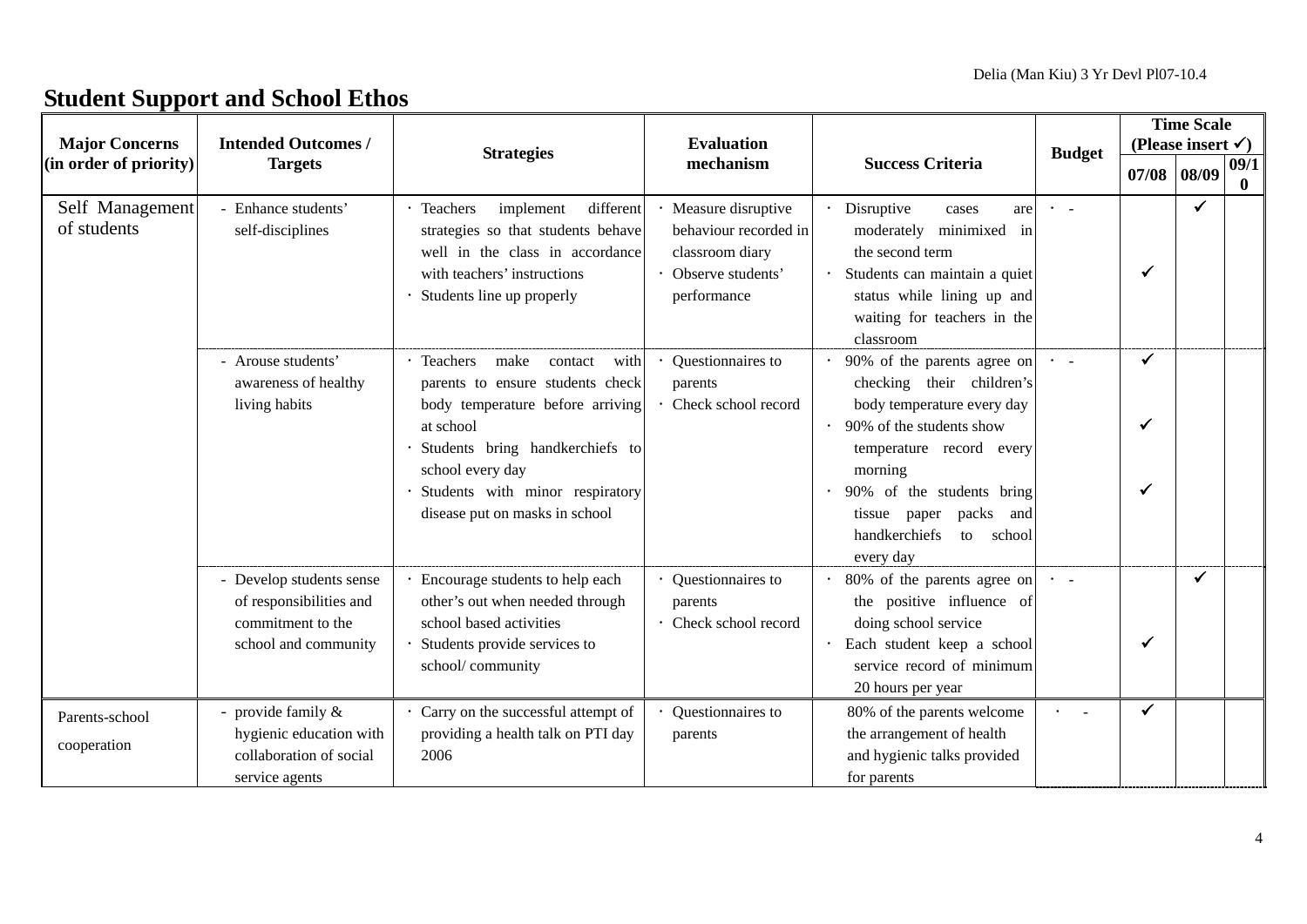## Student Support and School Ethos

| Major Concerns (in order of priority) | Intended Outcomes / Targets | Strategies | Evaluation mechanism | Success Criteria | Budget | Time Scale (Please insert ✓) 07/08 | 08/09 | 09/10 |
|---|---|---|---|---|---|---|---|---|
| Self Management of students | - Enhance students' self-disciplines | · Teachers implement different strategies so that students behave well in the class in accordance with teachers' instructions<br>· Students line up properly | · Measure disruptive behaviour recorded in classroom diary<br>· Observe students' performance | · Disruptive cases are moderately minimixed in the second term<br>· Students can maintain a quiet status while lining up and waiting for teachers in the classroom | · - | ✓ | ✓ | |
| | - Arouse students' awareness of healthy living habits | · Teachers make contact with parents to ensure students check body temperature before arriving at school<br>· Students bring handkerchiefs to school every day<br>· Students with minor respiratory disease put on masks in school | · Questionnaires to parents<br>· Check school record | · 90% of the parents agree on checking their children's body temperature every day<br>· 90% of the students show temperature record every morning<br>· 90% of the students bring tissue paper packs and handkerchiefs to school every day | · - | ✓<br>✓<br>✓ | | |
| | - Develop students sense of responsibilities and commitment to the school and community | · Encourage students to help each other's out when needed through school based activities<br>· Students provide services to school/ community | · Questionnaires to parents<br>· Check school record | · 80% of the parents agree on the positive influence of doing school service<br>· Each student keep a school service record of minimum 20 hours per year | · - | ✓ | ✓ | |
| Parents-school cooperation | - provide family & hygienic education with collaboration of social service agents | · Carry on the successful attempt of providing a health talk on PTI day 2006 | · Questionnaires to parents | 80% of the parents welcome the arrangement of health and hygienic talks provided for parents | · - | ✓ | | |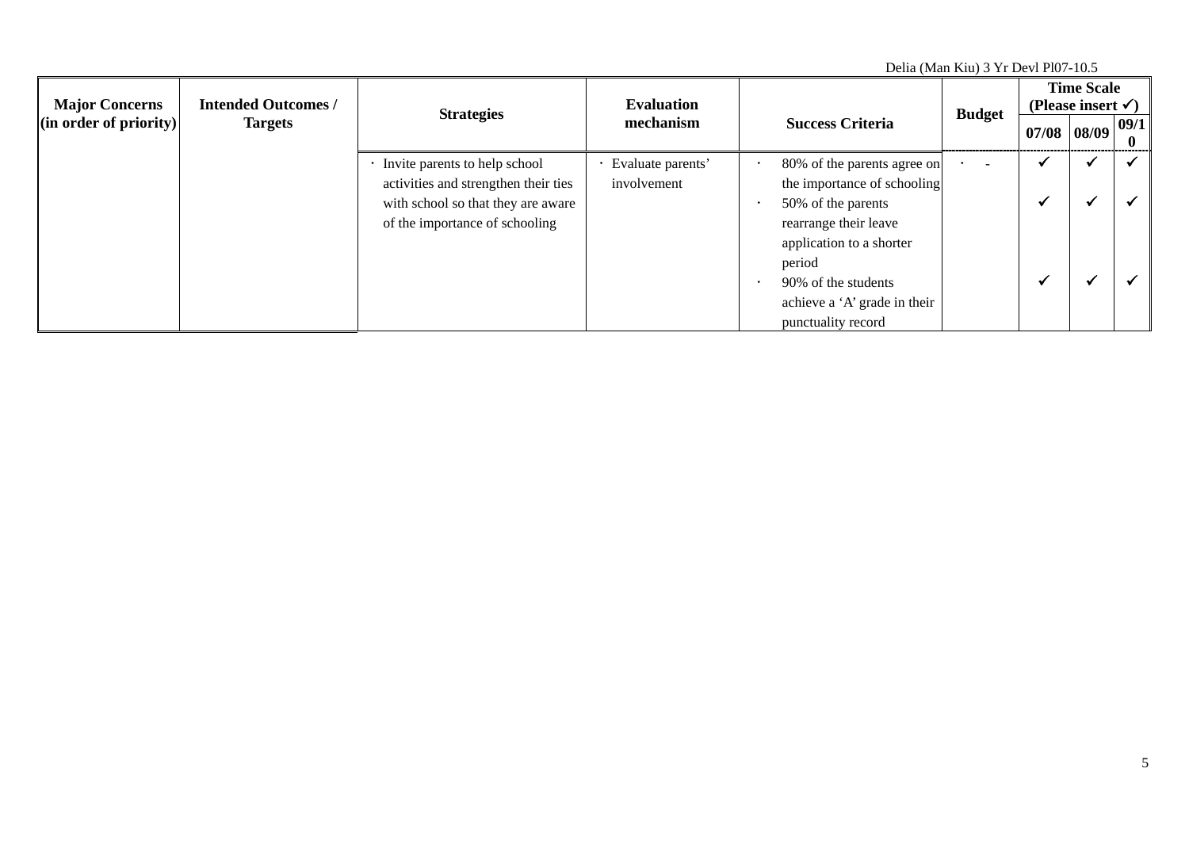| Major Concerns (in order of priority) | Intended Outcomes / Targets | Strategies | Evaluation mechanism | Success Criteria | Budget | Time Scale (Please insert ✓) | | |
|---|---|---|---|---|---|---|---|---|
| | | | | | | 07/08 | 08/09 | 09/10 |
| | | · Invite parents to help school activities and strengthen their ties with school so that they are aware of the importance of schooling | · Evaluate parents' involvement | · 80% of the parents agree on the importance of schooling | · - | ✓ | ✓ | ✓ |
| | | | | · 50% of the parents rearrange their leave application to a shorter period | | ✓ | ✓ | ✓ |
| | | | | · 90% of the students achieve a 'A' grade in their punctuality record | | ✓ | ✓ | ✓ |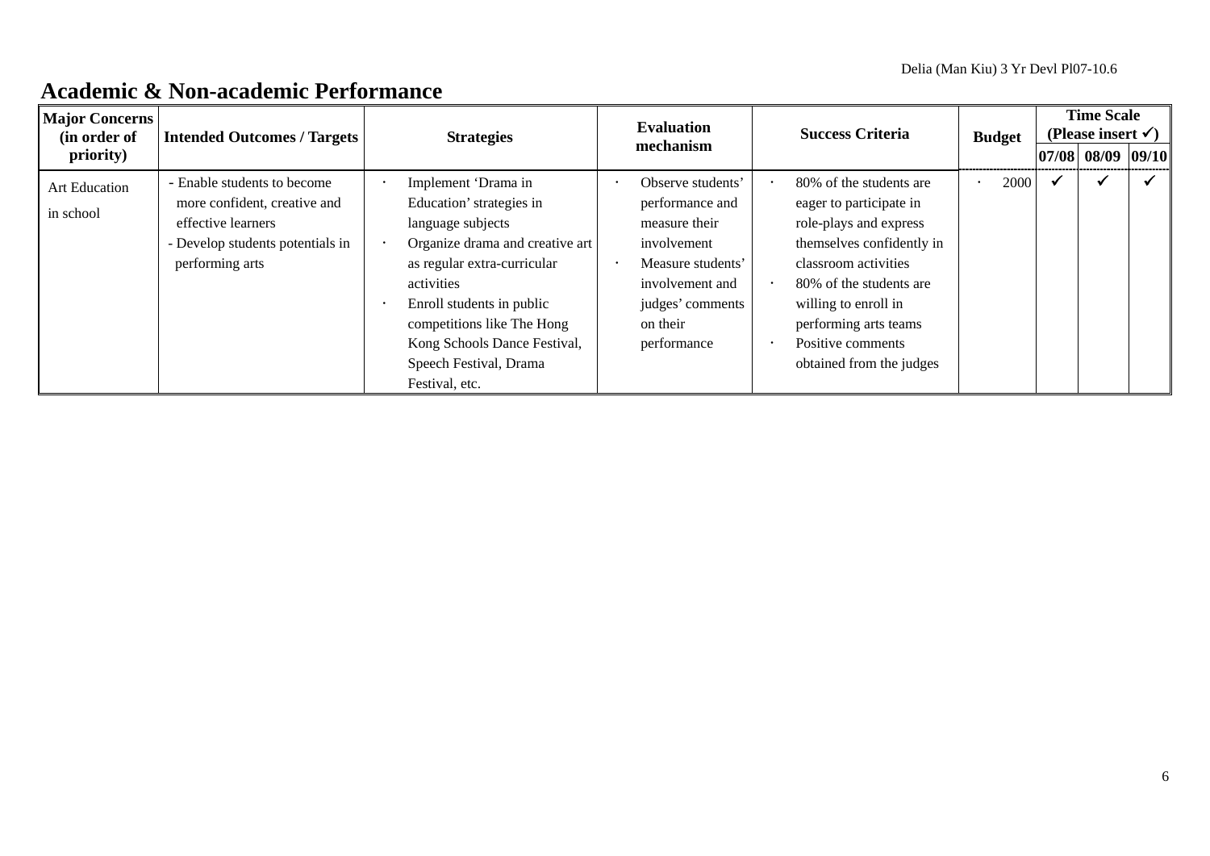## Academic & Non-academic Performance

| Major Concerns (in order of priority) | Intended Outcomes / Targets | Strategies | Evaluation mechanism | Success Criteria | Budget | Time Scale (Please insert ✓) | | |
|---|---|---|---|---|---|---|---|---|
| | | | | | | 07/08 | 08/09 | 09/10 |
| Art Education in school | - Enable students to become more confident, creative and effective learners<br>- Develop students potentials in performing arts | · Implement 'Drama in Education' strategies in language subjects<br>· Organize drama and creative art as regular extra-curricular activities<br>· Enroll students in public competitions like The Hong Kong Schools Dance Festival, Speech Festival, Drama Festival, etc. | · Observe students' performance and measure their involvement<br>· Measure students' involvement and judges' comments on their performance | · 80% of the students are eager to participate in role-plays and express themselves confidently in classroom activities<br>· 80% of the students are willing to enroll in performing arts teams<br>· Positive comments obtained from the judges | · 2000 | ✓ | ✓ | ✓ |